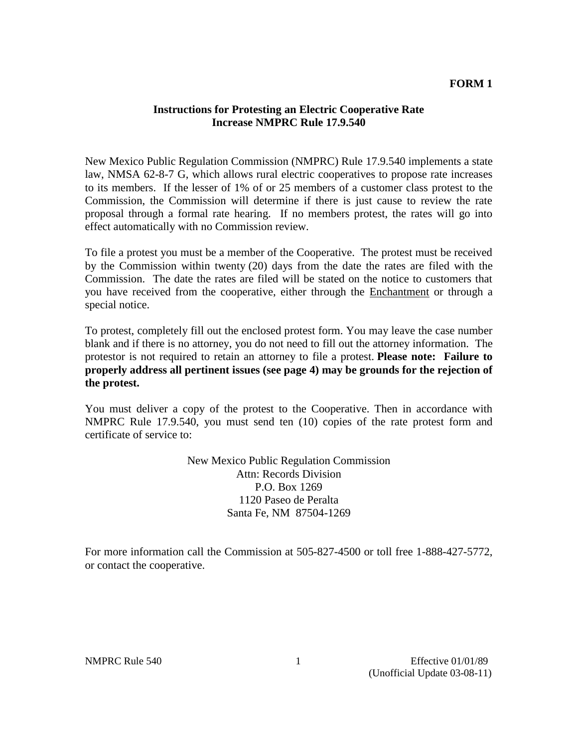**FORM 1**

## Instructions for Protesting an Electric Cooperative Rate Increase NMPRC Rule 17.9.540

New Mexico Public Regulation Commission (NMPRC) Rule 17.9.540 implements a state law, NMSA 62-8-7 G, which allows rural electric cooperatives to propose rate increases to its members. If the lesser of 1% of or 25 members of a customer class protest to the Commission, the Commission will determine if there is just cause to review the rate proposal through a formal rate hearing. If no members protest, the rates will go into effect automatically with no Commission review.

To file a protest you must be a member of the Cooperative. The protest must be received by the Commission within twenty (20) days from the date the rates are filed with the Commission. The date the rates are filed will be stated on the notice to customers that you have received from the cooperative, either through the Enchantment or through a special notice.

To protest, completely fill out the enclosed protest form. You may leave the case number blank and if there is no attorney, you do not need to fill out the attorney information. The protestor is not required to retain an attorney to file a protest. **Please note: Failure to properly address all pertinent issues (see page 4) may be grounds for the rejection of the protest.**

You must deliver a copy of the protest to the Cooperative. Then in accordance with NMPRC Rule 17.9.540, you must send ten (10) copies of the rate protest form and certificate of service to:

New Mexico Public Regulation Commission
Attn: Records Division
P.O. Box 1269
1120 Paseo de Peralta
Santa Fe, NM 87504-1269

For more information call the Commission at 505-827-4500 or toll free 1-888-427-5772, or contact the cooperative.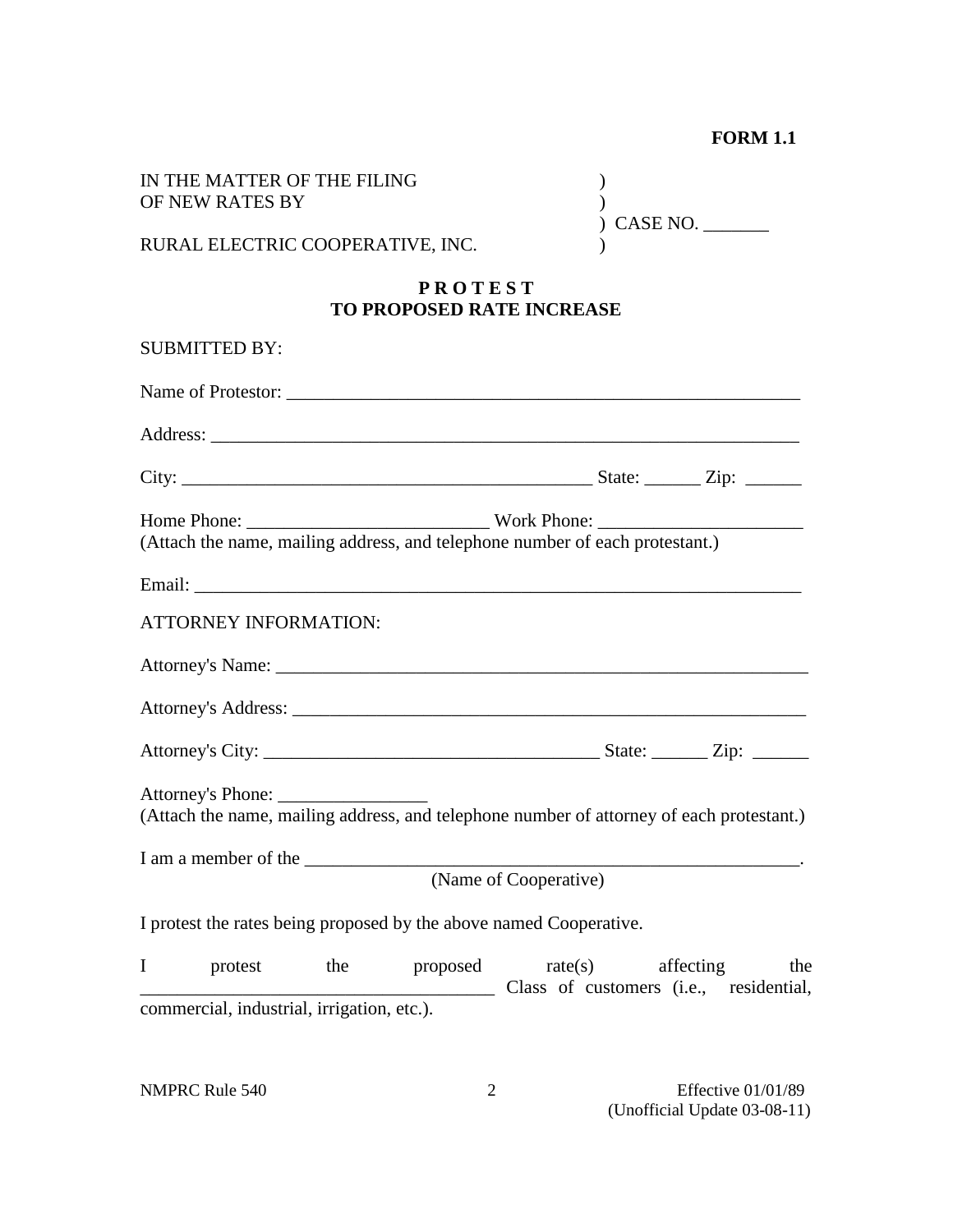**FORM 1.1**

IN THE MATTER OF THE FILING )
OF NEW RATES BY )
) CASE NO. _______
RURAL ELECTRIC COOPERATIVE, INC. )

**P R O T E S T**
**TO PROPOSED RATE INCREASE**

SUBMITTED BY:

Name of Protestor: _________________________________________________________

Address: _________________________________________________________________

City: _____________________________________________ State: ______ Zip: ______

Home Phone: _________________________ Work Phone: ______________________
(Attach the name, mailing address, and telephone number of each protestant.)

Email: ___________________________________________________________________

ATTORNEY INFORMATION:

Attorney's Name: ____________________________________________________________

Attorney's Address: __________________________________________________________

Attorney's City: ____________________________________ State: ______ Zip: ______

Attorney's Phone: ________________
(Attach the name, mailing address, and telephone number of attorney of each protestant.)

I am a member of the _______________________________________________________.
(Name of Cooperative)

I protest the rates being proposed by the above named Cooperative.

I protest the proposed rate(s) affecting the _______________________________________ Class of customers (i.e., residential, commercial, industrial, irrigation, etc.).

NMPRC Rule 540 Effective 01/01/89
(Unofficial Update 03-08-11)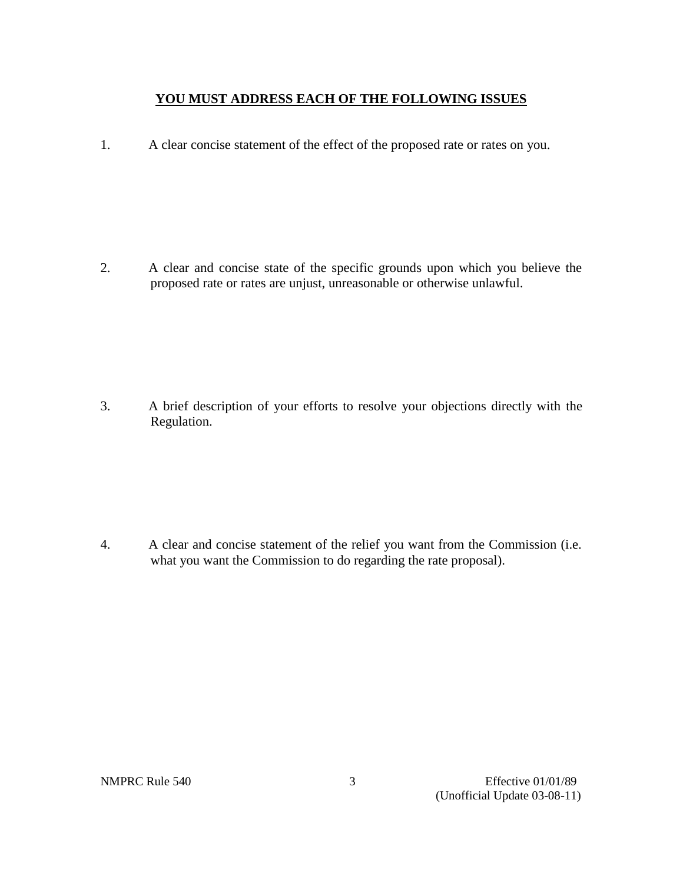**<u>YOU MUST ADDRESS EACH OF THE FOLLOWING ISSUES</u>**

1. A clear concise statement of the effect of the proposed rate or rates on you.

2. A clear and concise state of the specific grounds upon which you believe the proposed rate or rates are unjust, unreasonable or otherwise unlawful.

3. A brief description of your efforts to resolve your objections directly with the Regulation.

4. A clear and concise statement of the relief you want from the Commission (i.e. what you want the Commission to do regarding the rate proposal).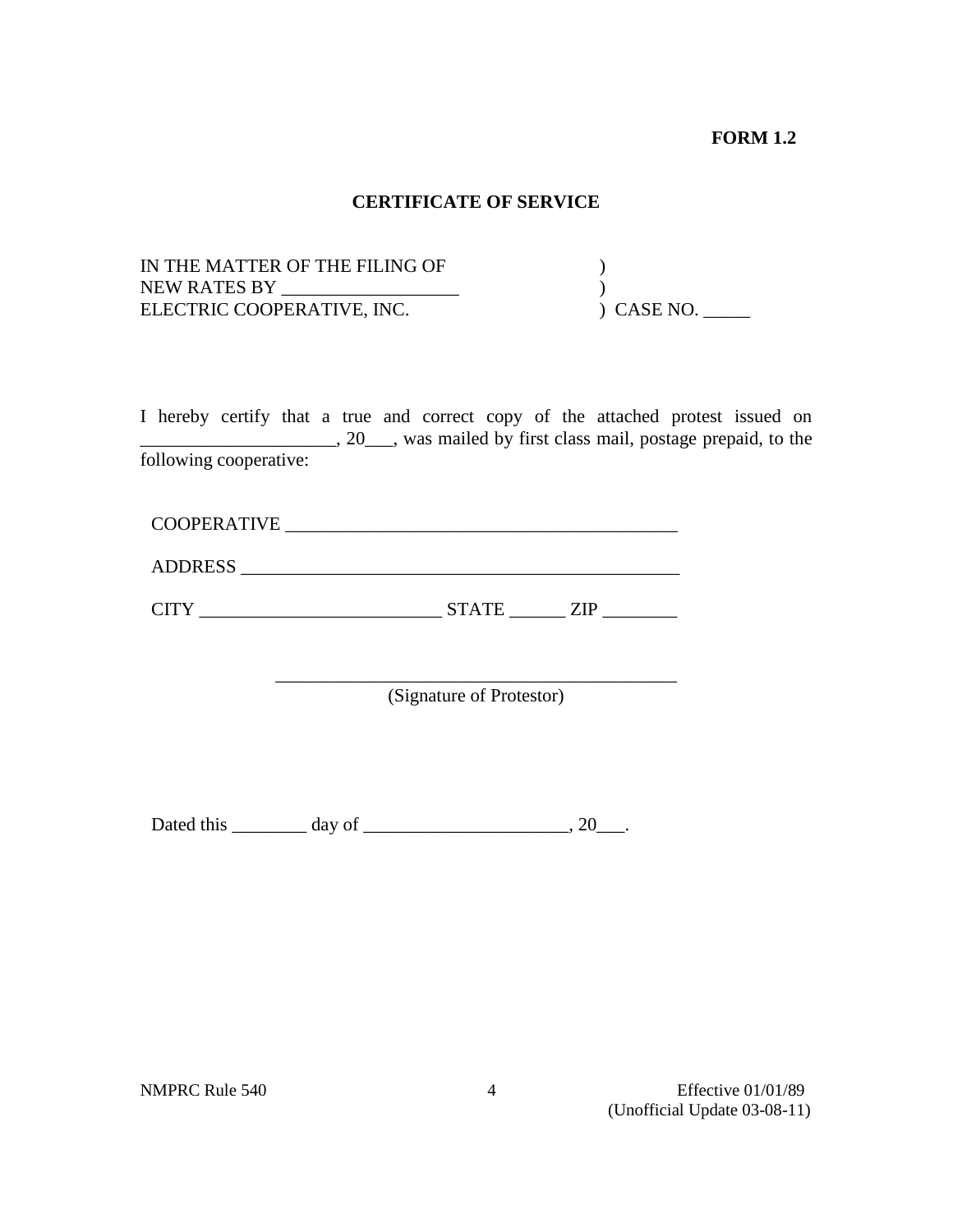**FORM 1.2**

## CERTIFICATE OF SERVICE

IN THE MATTER OF THE FILING OF )
NEW RATES BY ___________________ )
ELECTRIC COOPERATIVE, INC. ) CASE NO. _____

I hereby certify that a true and correct copy of the attached protest issued on _____________________, 20___, was mailed by first class mail, postage prepaid, to the following cooperative:

COOPERATIVE ___________________________________________

ADDRESS _______________________________________________

CITY __________________________ STATE ______ ZIP ________

_____________________________________________
(Signature of Protestor)

Dated this ________ day of ______________________, 20___.